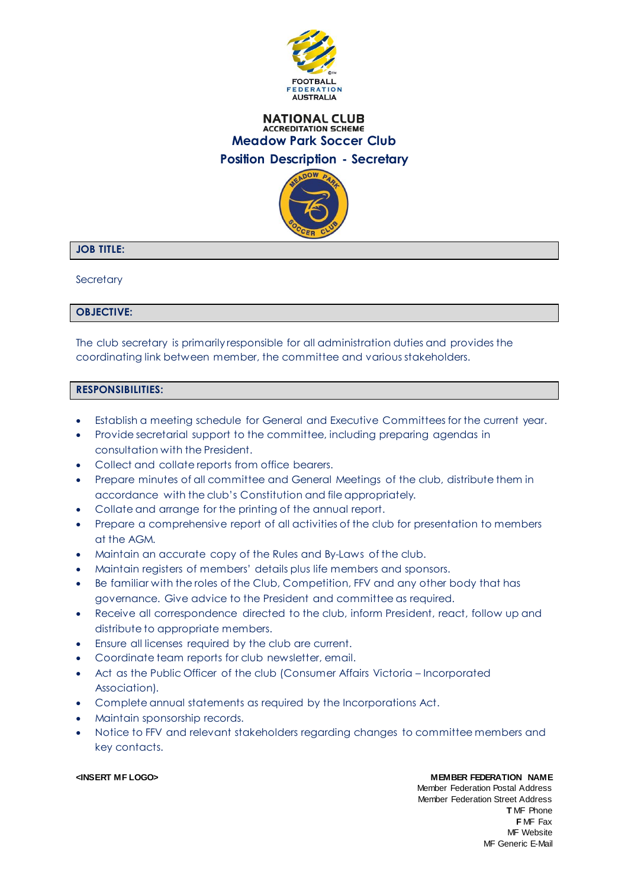FOOTBALL FEDERATION AUSTRALIA

# NATIONAL CLUB ACCREDITATION SCHEME

## Meadow Park Soccer Club

## Position Description - Secretary

### JOB TITLE:

Secretary

### OBJECTIVE:

The club secretary is primarily responsible for all administration duties and provides the coordinating link between member, the committee and various stakeholders.

### RESPONSIBILITIES:

- Establish a meeting schedule for General and Executive Committees for the current year.
- Provide secretarial support to the committee, including preparing agendas in consultation with the President.
- Collect and collate reports from office bearers.
- Prepare minutes of all committee and General Meetings of the club, distribute them in accordance with the club's Constitution and file appropriately.
- Collate and arrange for the printing of the annual report.
- Prepare a comprehensive report of all activities of the club for presentation to members at the AGM.
- Maintain an accurate copy of the Rules and By-Laws of the club.
- Maintain registers of members' details plus life members and sponsors.
- Be familiar with the roles of the Club, Competition, FFV and any other body that has governance. Give advice to the President and committee as required.
- Receive all correspondence directed to the club, inform President, react, follow up and distribute to appropriate members.
- Ensure all licenses required by the club are current.
- Coordinate team reports for club newsletter, email.
- Act as the Public Officer of the club (Consumer Affairs Victoria – Incorporated Association).
- Complete annual statements as required by the Incorporations Act.
- Maintain sponsorship records.
- Notice to FFV and relevant stakeholders regarding changes to committee members and key contacts.

<INSERT MF LOGO>

**MEMBER FEDERATION NAME**
Member Federation Postal Address
Member Federation Street Address
**T** MF Phone
**F** MF Fax
MF Website
MF Generic E-Mail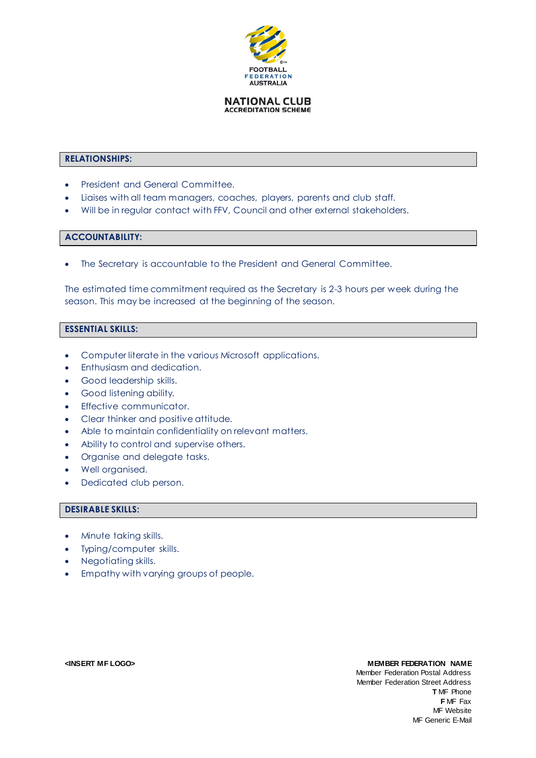FOOTBALL FEDERATION AUSTRALIA

NATIONAL CLUB ACCREDITATION SCHEME

## RELATIONSHIPS:

- President and General Committee.
- Liaises with all team managers, coaches, players, parents and club staff.
- Will be in regular contact with FFV, Council and other external stakeholders.

## ACCOUNTABILITY:

- The Secretary is accountable to the President and General Committee.

The estimated time commitment required as the Secretary is 2-3 hours per week during the season. This may be increased at the beginning of the season.

## ESSENTIAL SKILLS:

- Computer literate in the various Microsoft applications.
- Enthusiasm and dedication.
- Good leadership skills.
- Good listening ability.
- Effective communicator.
- Clear thinker and positive attitude.
- Able to maintain confidentiality on relevant matters.
- Ability to control and supervise others.
- Organise and delegate tasks.
- Well organised.
- Dedicated club person.

## DESIRABLE SKILLS:

- Minute taking skills.
- Typing/computer skills.
- Negotiating skills.
- Empathy with varying groups of people.

**<INSERT MF LOGO>**

**MEMBER FEDERATION NAME**
Member Federation Postal Address
Member Federation Street Address
**T** MF Phone
**F** MF Fax
MF Website
MF Generic E-Mail